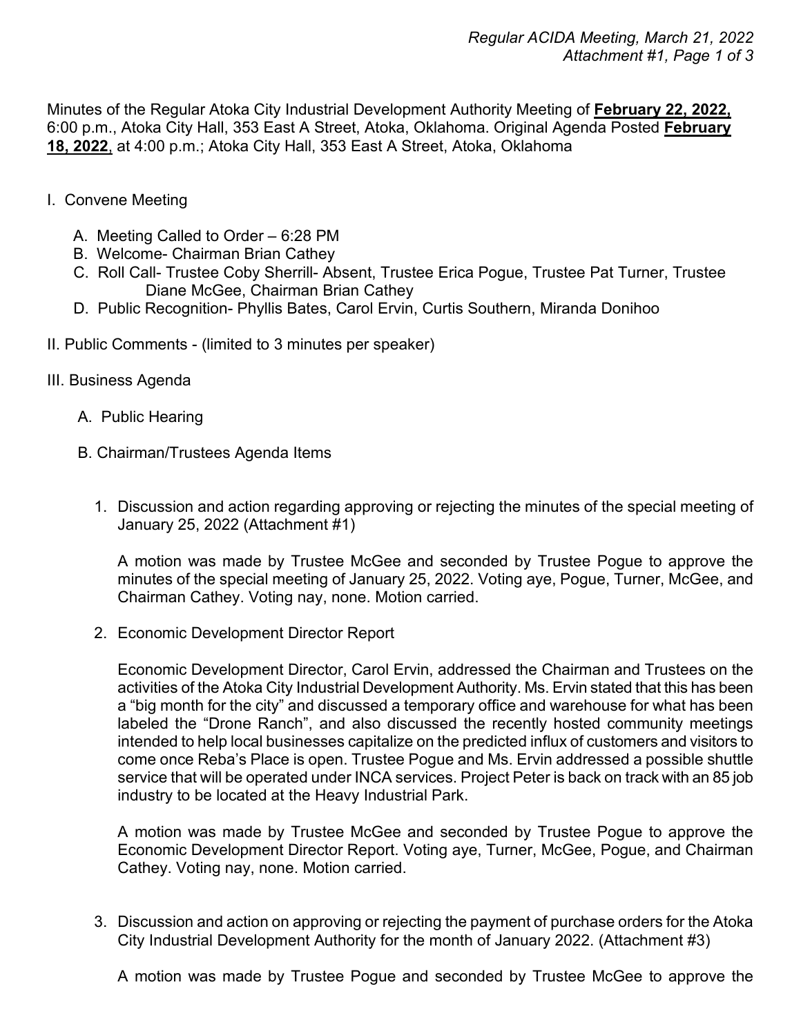Minutes of the Regular Atoka City Industrial Development Authority Meeting of **February 22, 2022,** 6:00 p.m., Atoka City Hall, 353 East A Street, Atoka, Oklahoma. Original Agenda Posted **February 18, 2022**, at 4:00 p.m.; Atoka City Hall, 353 East A Street, Atoka, Oklahoma

I. Convene Meeting

  A. Meeting Called to Order – 6:28 PM
  B. Welcome- Chairman Brian Cathey
  C. Roll Call- Trustee Coby Sherrill- Absent, Trustee Erica Pogue, Trustee Pat Turner, Trustee Diane McGee, Chairman Brian Cathey
  D. Public Recognition- Phyllis Bates, Carol Ervin, Curtis Southern, Miranda Donihoo

II. Public Comments - (limited to 3 minutes per speaker)

III. Business Agenda

  A. Public Hearing

  B. Chairman/Trustees Agenda Items

1. Discussion and action regarding approving or rejecting the minutes of the special meeting of January 25, 2022 (Attachment #1)

   A motion was made by Trustee McGee and seconded by Trustee Pogue to approve the minutes of the special meeting of January 25, 2022. Voting aye, Pogue, Turner, McGee, and Chairman Cathey. Voting nay, none. Motion carried.

2. Economic Development Director Report

   Economic Development Director, Carol Ervin, addressed the Chairman and Trustees on the activities of the Atoka City Industrial Development Authority. Ms. Ervin stated that this has been a "big month for the city" and discussed a temporary office and warehouse for what has been labeled the "Drone Ranch", and also discussed the recently hosted community meetings intended to help local businesses capitalize on the predicted influx of customers and visitors to come once Reba's Place is open. Trustee Pogue and Ms. Ervin addressed a possible shuttle service that will be operated under INCA services. Project Peter is back on track with an 85 job industry to be located at the Heavy Industrial Park.

   A motion was made by Trustee McGee and seconded by Trustee Pogue to approve the Economic Development Director Report. Voting aye, Turner, McGee, Pogue, and Chairman Cathey. Voting nay, none. Motion carried.

3. Discussion and action on approving or rejecting the payment of purchase orders for the Atoka City Industrial Development Authority for the month of January 2022. (Attachment #3)

   A motion was made by Trustee Pogue and seconded by Trustee McGee to approve the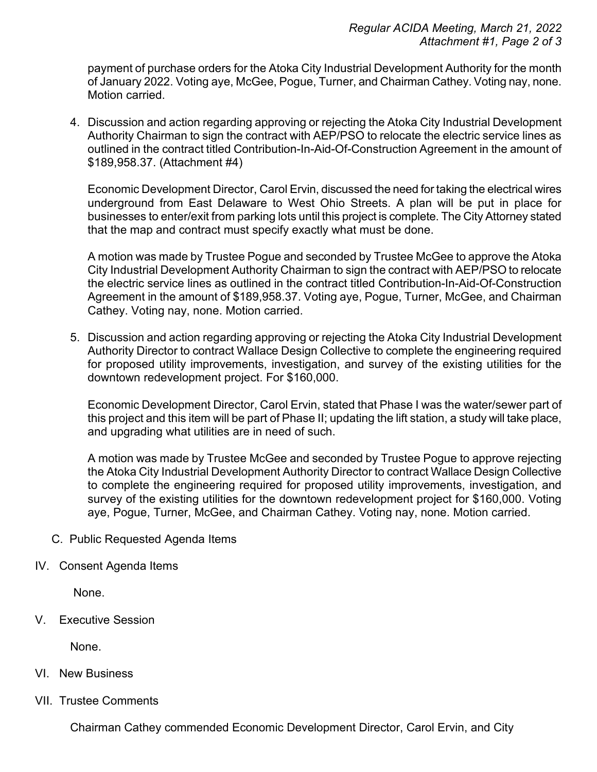payment of purchase orders for the Atoka City Industrial Development Authority for the month of January 2022. Voting aye, McGee, Pogue, Turner, and Chairman Cathey. Voting nay, none. Motion carried.

4. Discussion and action regarding approving or rejecting the Atoka City Industrial Development Authority Chairman to sign the contract with AEP/PSO to relocate the electric service lines as outlined in the contract titled Contribution-In-Aid-Of-Construction Agreement in the amount of $189,958.37. (Attachment #4)

   Economic Development Director, Carol Ervin, discussed the need for taking the electrical wires underground from East Delaware to West Ohio Streets. A plan will be put in place for businesses to enter/exit from parking lots until this project is complete. The City Attorney stated that the map and contract must specify exactly what must be done.

   A motion was made by Trustee Pogue and seconded by Trustee McGee to approve the Atoka City Industrial Development Authority Chairman to sign the contract with AEP/PSO to relocate the electric service lines as outlined in the contract titled Contribution-In-Aid-Of-Construction Agreement in the amount of $189,958.37. Voting aye, Pogue, Turner, McGee, and Chairman Cathey. Voting nay, none. Motion carried.

5. Discussion and action regarding approving or rejecting the Atoka City Industrial Development Authority Director to contract Wallace Design Collective to complete the engineering required for proposed utility improvements, investigation, and survey of the existing utilities for the downtown redevelopment project. For $160,000.

   Economic Development Director, Carol Ervin, stated that Phase I was the water/sewer part of this project and this item will be part of Phase II; updating the lift station, a study will take place, and upgrading what utilities are in need of such.

   A motion was made by Trustee McGee and seconded by Trustee Pogue to approve rejecting the Atoka City Industrial Development Authority Director to contract Wallace Design Collective to complete the engineering required for proposed utility improvements, investigation, and survey of the existing utilities for the downtown redevelopment project for $160,000. Voting aye, Pogue, Turner, McGee, and Chairman Cathey. Voting nay, none. Motion carried.

C. Public Requested Agenda Items

IV. Consent Agenda Items

None.

V. Executive Session

None.

VI. New Business

VII. Trustee Comments

Chairman Cathey commended Economic Development Director, Carol Ervin, and City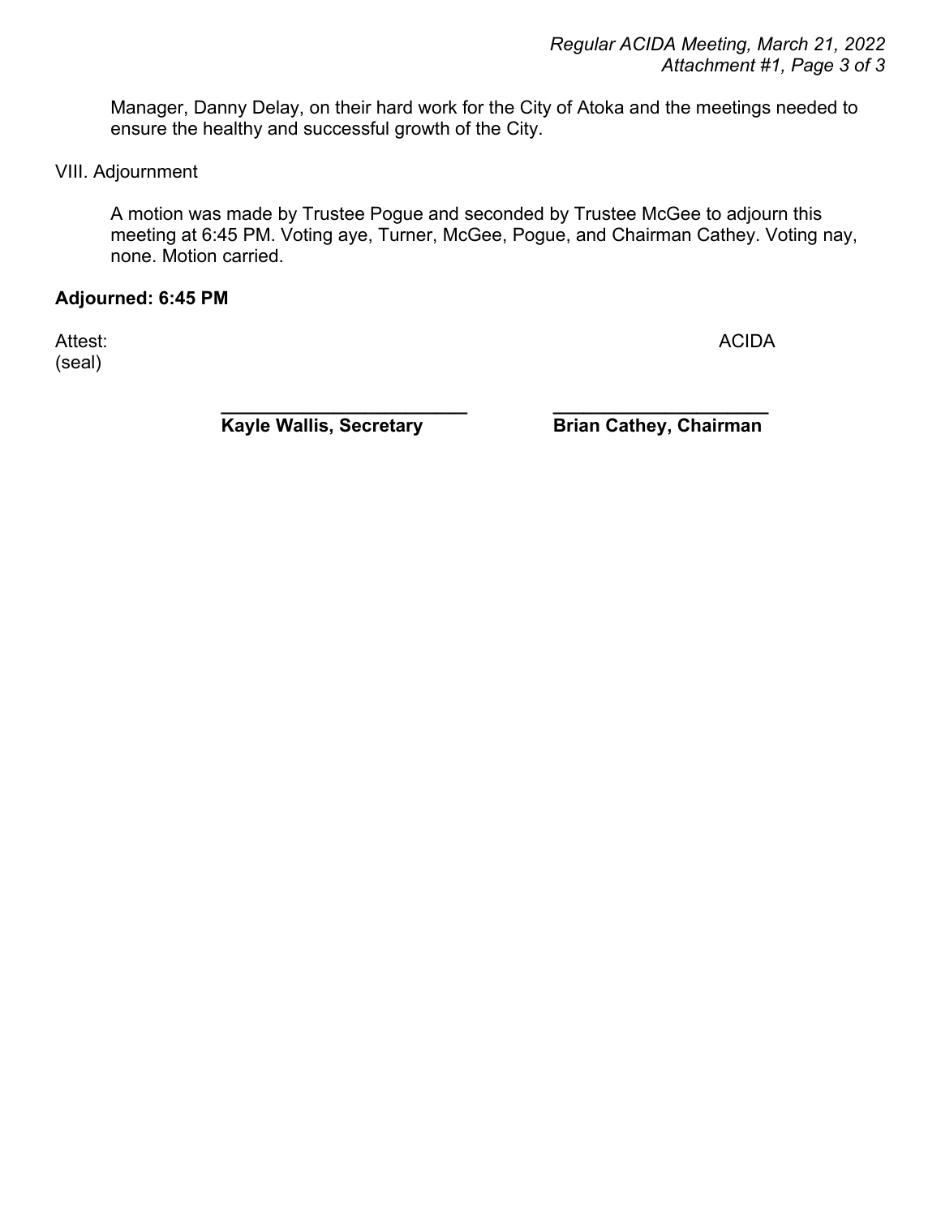Manager, Danny Delay, on their hard work for the City of Atoka and the meetings needed to ensure the healthy and successful growth of the City.

VIII. Adjournment

A motion was made by Trustee Pogue and seconded by Trustee McGee to adjourn this meeting at 6:45 PM. Voting aye, Turner, McGee, Pogue, and Chairman Cathey. Voting nay, none. Motion carried.

**Adjourned: 6:45 PM**

Attest: ACIDA

(seal)

**Kayle Wallis, Secretary** **Brian Cathey, Chairman**